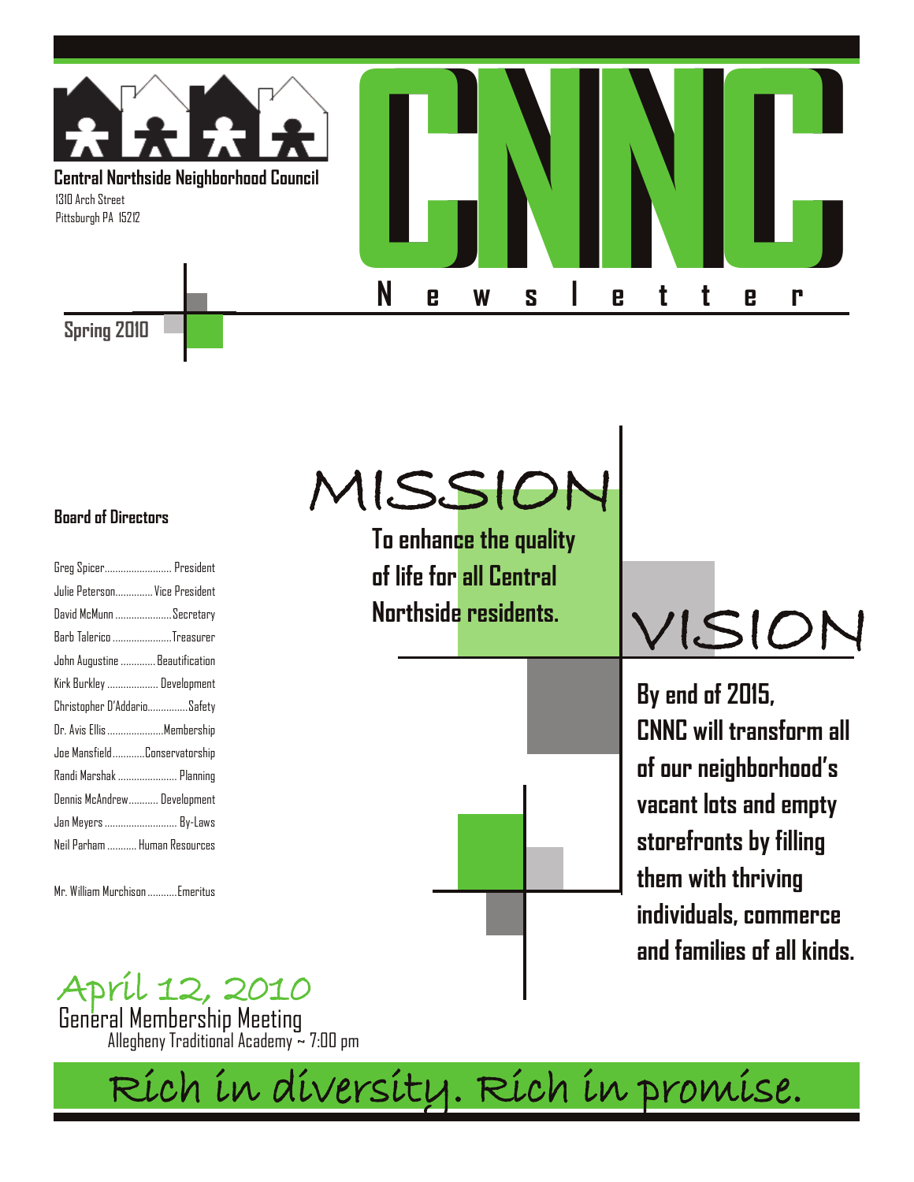**Central Northside Neighborhood Council**
1310 Arch Street
Pittsburgh PA 15212

# CNNC Newsletter

**Spring 2010**

## MISSION

**To enhance the quality of life for all Central Northside residents.**

## VISION

**By end of 2015, CNNC will transform all of our neighborhood's vacant lots and empty storefronts by filling them with thriving individuals, commerce and families of all kinds.**

### Board of Directors

- Greg Spicer ........................ President
- Julie Peterson ............. Vice President
- David McMunn ..................... Secretary
- Barb Talerico ...................... Treasurer
- John Augustine ............. Beautification
- Kirk Burkley ................... Development
- Christopher D'Addario............... Safety
- Dr. Avis Ellis ..................... Membership
- Joe Mansfield ............ Conservatorship
- Randi Marshak ...................... Planning
- Dennis McAndrew........... Development
- Jan Meyers ........................... By-Laws
- Neil Parham ........... Human Resources

- Mr. William Murchison ........... Emeritus

**April 12, 2010**
General Membership Meeting
Allegheny Traditional Academy ~ 7:00 pm

*Rich in diversity. Rich in promise.*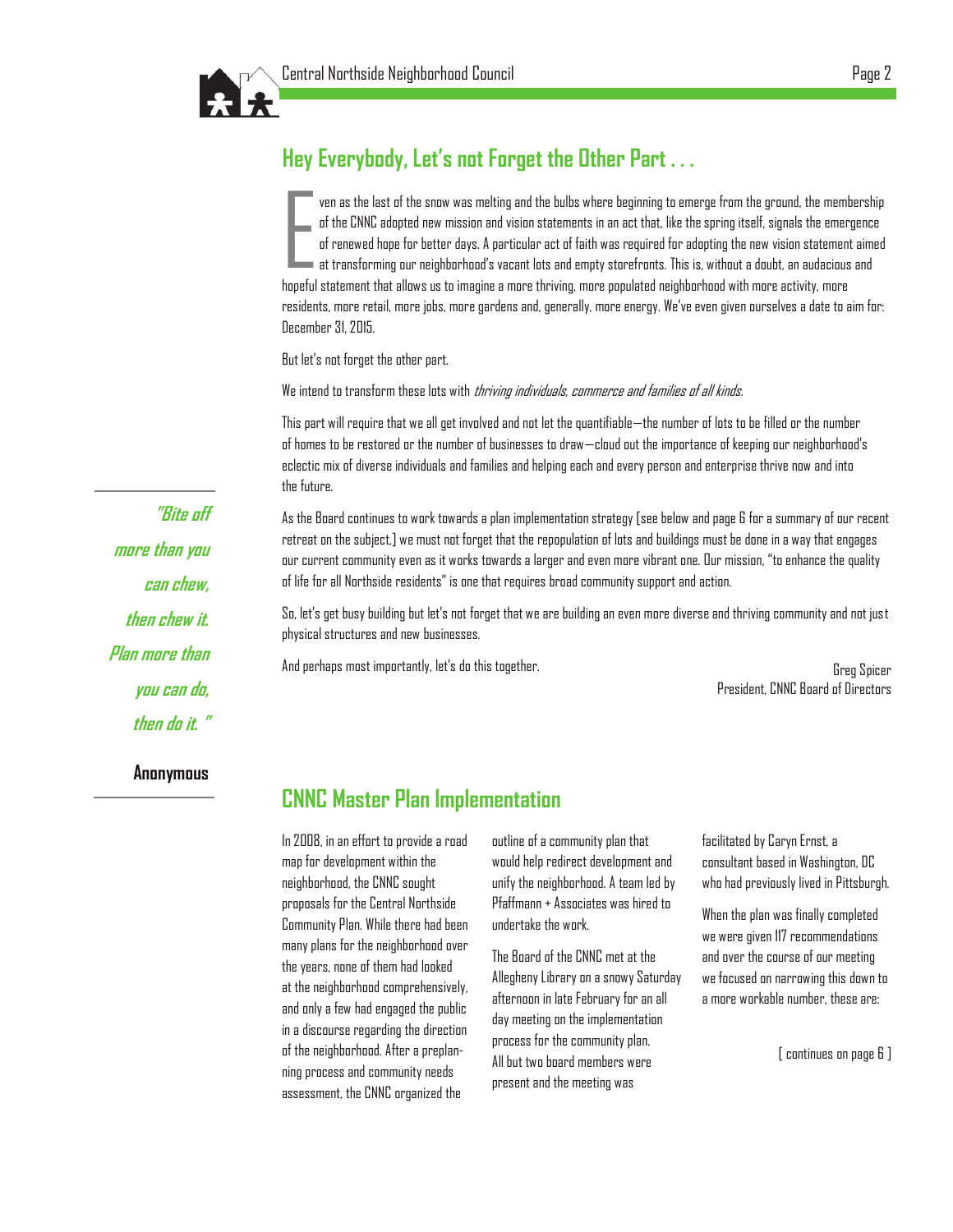## Hey Everybody, Let's not Forget the Other Part . . .

Even as the last of the snow was melting and the bulbs where beginning to emerge from the ground, the membership of the CNNC adopted new mission and vision statements in an act that, like the spring itself, signals the emergence of renewed hope for better days. A particular act of faith was required for adopting the new vision statement aimed at transforming our neighborhood's vacant lots and empty storefronts. This is, without a doubt, an audacious and hopeful statement that allows us to imagine a more thriving, more populated neighborhood with more activity, more residents, more retail, more jobs, more gardens and, generally, more energy. We've even given ourselves a date to aim for: December 31, 2015.

But let's not forget the other part.

We intend to transform these lots with *thriving individuals, commerce and families of all kinds.*

This part will require that we all get involved and not let the quantifiable—the number of lots to be filled or the number of homes to be restored or the number of businesses to draw—cloud out the importance of keeping our neighborhood's eclectic mix of diverse individuals and families and helping each and every person and enterprise thrive now and into the future.

As the Board continues to work towards a plan implementation strategy [see below and page 6 for a summary of our recent retreat on the subject,] we must not forget that the repopulation of lots and buildings must be done in a way that engages our current community even as it works towards a larger and even more vibrant one. Our mission, "to enhance the quality of life for all Northside residents" is one that requires broad community support and action.

So, let's get busy building but let's not forget that we are building an even more diverse and thriving community and not just physical structures and new businesses.

And perhaps most importantly, let's do this together.

Greg Spicer
President, CNNC Board of Directors

> *"Bite off more than you can chew, then chew it. Plan more than you can do, then do it. "*
>
> **Anonymous**

## CNNC Master Plan Implementation

In 2008, in an effort to provide a road map for development within the neighborhood, the CNNC sought proposals for the Central Northside Community Plan. While there had been many plans for the neighborhood over the years, none of them had looked at the neighborhood comprehensively, and only a few had engaged the public in a discourse regarding the direction of the neighborhood. After a preplanning process and community needs assessment, the CNNC organized the outline of a community plan that would help redirect development and unify the neighborhood. A team led by Pfaffmann + Associates was hired to undertake the work.

The Board of the CNNC met at the Allegheny Library on a snowy Saturday afternoon in late February for an all day meeting on the implementation process for the community plan. All but two board members were present and the meeting was facilitated by Caryn Ernst, a consultant based in Washington, DC who had previously lived in Pittsburgh.

When the plan was finally completed we were given 117 recommendations and over the course of our meeting we focused on narrowing this down to a more workable number, these are:

[ continues on page 6 ]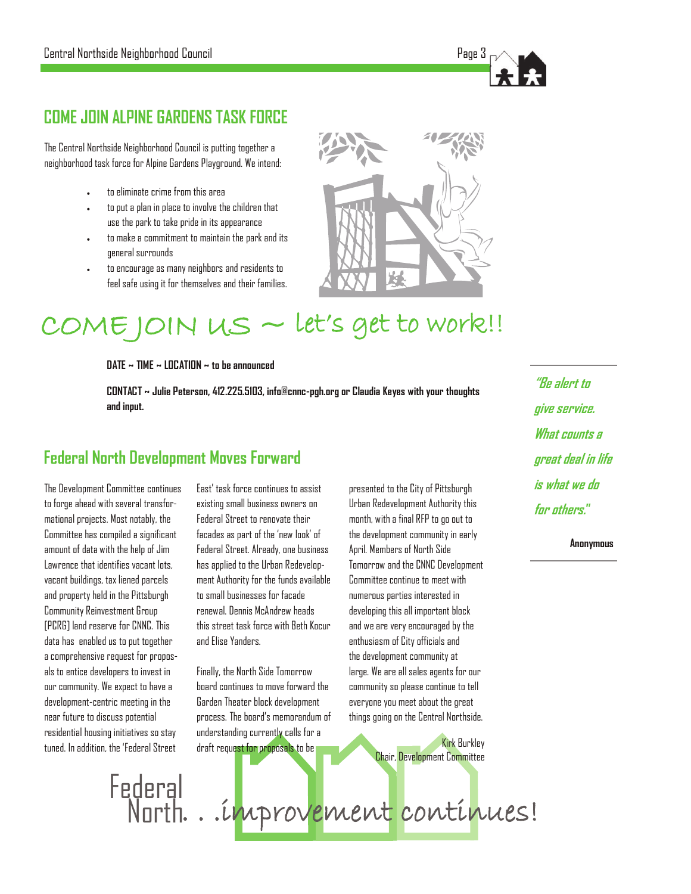## COME JOIN ALPINE GARDENS TASK FORCE

The Central Northside Neighborhood Council is putting together a neighborhood task force for Alpine Gardens Playground. We intend:

- to eliminate crime from this area
- to put a plan in place to involve the children that use the park to take pride in its appearance
- to make a commitment to maintain the park and its general surrounds
- to encourage as many neighbors and residents to feel safe using it for themselves and their families.

# COME JOIN US ~ let's get to work!!

**DATE ~ TIME ~ LOCATION ~ to be announced**

**CONTACT ~ Julie Peterson, 412.225.5103, info@cnnc-pgh.org or Claudia Keyes with your thoughts and input.**

***"Be alert to give service. What counts a great deal in life is what we do for others."***

**Anonymous**

## Federal North Development Moves Forward

The Development Committee continues to forge ahead with several transformational projects. Most notably, the Committee has compiled a significant amount of data with the help of Jim Lawrence that identifies vacant lots, vacant buildings, tax liened parcels and property held in the Pittsburgh Community Reinvestment Group (PCRG) land reserve for CNNC. This data has enabled us to put together a comprehensive request for proposals to entice developers to invest in our community. We expect to have a development-centric meeting in the near future to discuss potential residential housing initiatives so stay tuned. In addition, the 'Federal Street East' task force continues to assist existing small business owners on Federal Street to renovate their facades as part of the 'new look' of Federal Street. Already, one business has applied to the Urban Redevelopment Authority for the funds available to small businesses for facade renewal. Dennis McAndrew heads this street task force with Beth Kocur and Elise Yanders.

Finally, the North Side Tomorrow board continues to move forward the Garden Theater block development process. The board's memorandum of understanding currently calls for a draft request for proposals to be presented to the City of Pittsburgh Urban Redevelopment Authority this month, with a final RFP to go out to the development community in early April. Members of North Side Tomorrow and the CNNC Development Committee continue to meet with numerous parties interested in developing this all important block and we are very encouraged by the enthusiasm of City officials and the development community at large. We are all sales agents for our community so please continue to tell everyone you meet about the great things going on the Central Northside.

Kirk Burkley
Chair, Development Committee

Federal North. . .improvement continues!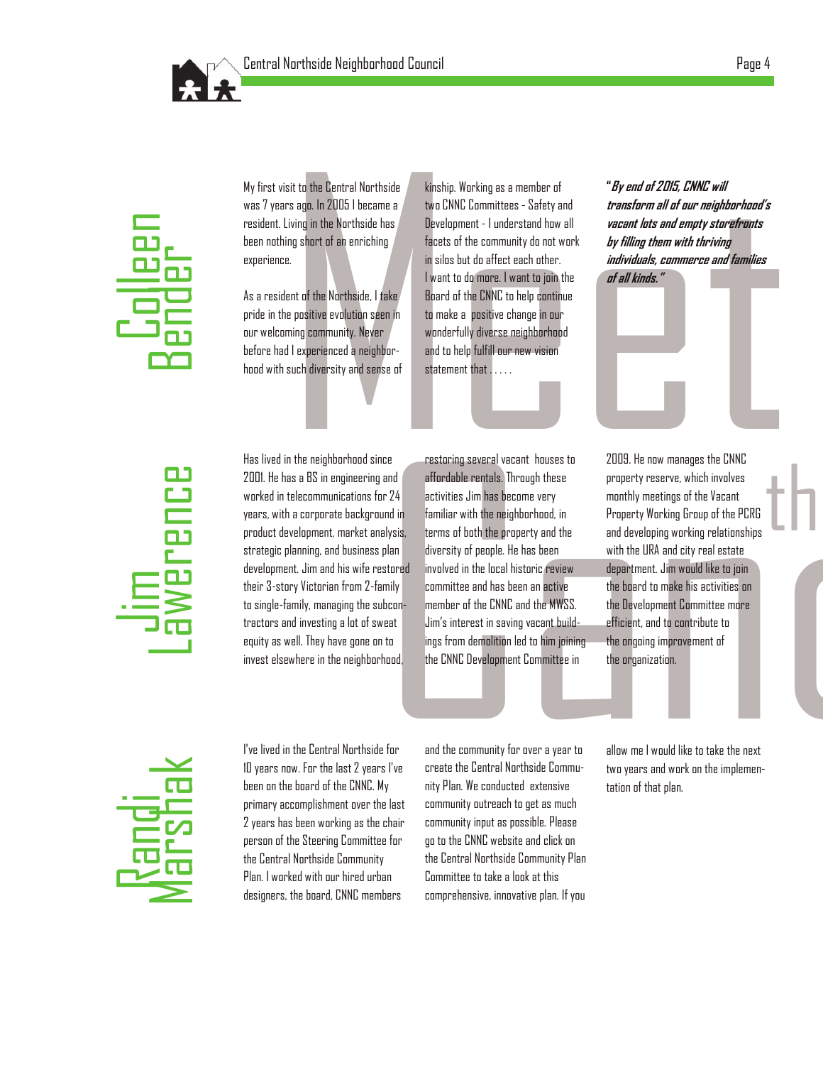# Meet the Candidates

## Colleen Bender

My first visit to the Central Northside was 7 years ago. In 2005 I became a resident. Living in the Northside has been nothing short of an enriching experience.

As a resident of the Northside, I take pride in the positive evolution seen in our welcoming community. Never before had I experienced a neighborhood with such diversity and sense of kinship. Working as a member of two CNNC Committees - Safety and Development - I understand how all facets of the community do not work in silos but do affect each other. I want to do more. I want to join the Board of the CNNC to help continue to make a positive change in our wonderfully diverse neighborhood and to help fulfill our new vision statement that . . . . .

***"By end of 2015, CNNC will transform all of our neighborhood's vacant lots and empty storefronts by filling them with thriving individuals, commerce and families of all kinds."***

## Jim Lawerence

Has lived in the neighborhood since 2001. He has a BS in engineering and worked in telecommunications for 24 years, with a corporate background in product development, market analysis, strategic planning, and business plan development. Jim and his wife restored their 3-story Victorian from 2-family to single-family, managing the subcontractors and investing a lot of sweat equity as well. They have gone on to invest elsewhere in the neighborhood, restoring several vacant houses to affordable rentals. Through these activities Jim has become very familiar with the neighborhood, in terms of both the property and the diversity of people. He has been involved in the local historic review committee and has been an active member of the CNNC and the MWSS. Jim's interest in saving vacant buildings from demolition led to him joining the CNNC Development Committee in 2009. He now manages the CNNC property reserve, which involves monthly meetings of the Vacant Property Working Group of the PCRG and developing working relationships with the URA and city real estate department. Jim would like to join the board to make his activities on the Development Committee more efficient, and to contribute to the ongoing improvement of the organization.

## Randi Marshak

I've lived in the Central Northside for 10 years now. For the last 2 years I've been on the board of the CNNC. My primary accomplishment over the last 2 years has been working as the chair person of the Steering Committee for the Central Northside Community Plan. I worked with our hired urban designers, the board, CNNC members and the community for over a year to create the Central Northside Community Plan. We conducted extensive community outreach to get as much community input as possible. Please go to the CNNC website and click on the Central Northside Community Plan Committee to take a look at this comprehensive, innovative plan. If you allow me I would like to take the next two years and work on the implementation of that plan.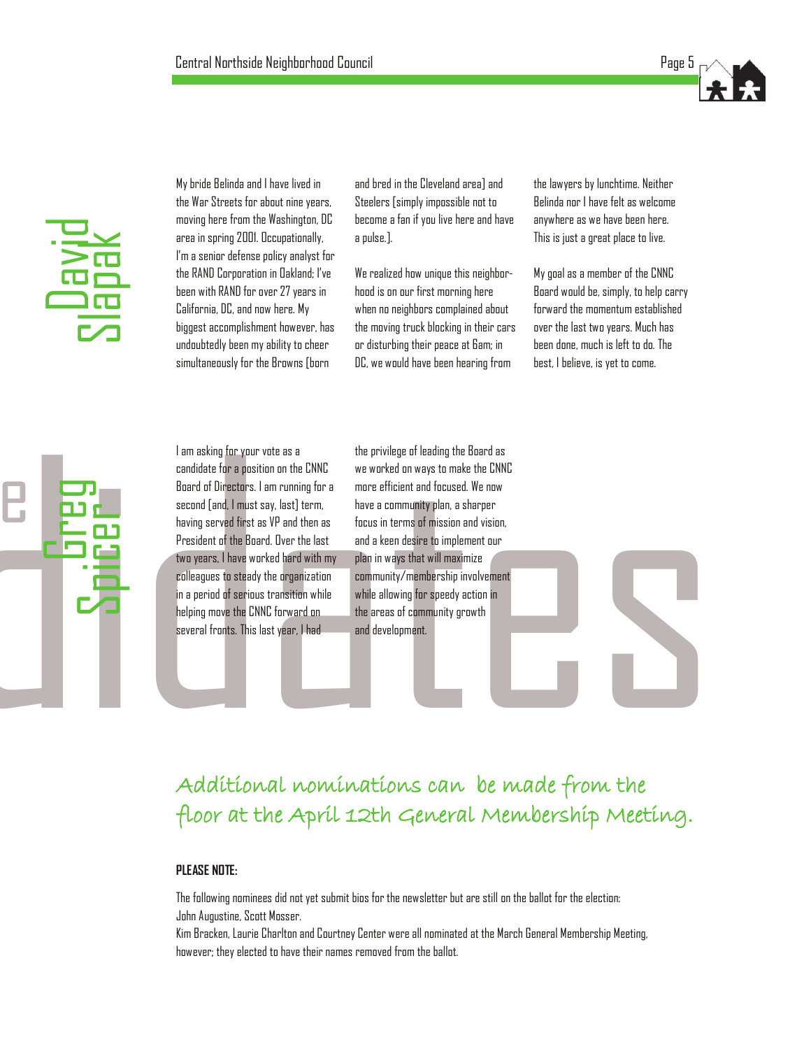## David Slapak

My bride Belinda and I have lived in the War Streets for about nine years, moving here from the Washington, DC area in spring 2001. Occupationally, I'm a senior defense policy analyst for the RAND Corporation in Oakland; I've been with RAND for over 27 years in California, DC, and now here. My biggest accomplishment however, has undoubtedly been my ability to cheer simultaneously for the Browns [born and bred in the Cleveland area] and Steelers [simply impossible not to become a fan if you live here and have a pulse.].

We realized how unique this neighborhood is on our first morning here when no neighbors complained about the moving truck blocking in their cars or disturbing their peace at 6am; in DC, we would have been hearing from the lawyers by lunchtime. Neither Belinda nor I have felt as welcome anywhere as we have been here. This is just a great place to live.

My goal as a member of the CNNC Board would be, simply, to help carry forward the momentum established over the last two years. Much has been done, much is left to do. The best, I believe, is yet to come.

## Greg Spicer

I am asking for your vote as a candidate for a position on the CNNC Board of Directors. I am running for a second [and, I must say, last] term, having served first as VP and then as President of the Board. Over the last two years, I have worked hard with my colleagues to steady the organization in a period of serious transition while helping move the CNNC forward on several fronts. This last year, I had the privilege of leading the Board as we worked on ways to make the CNNC more efficient and focused. We now have a community plan, a sharper focus in terms of mission and vision, and a keen desire to implement our plan in ways that will maximize community/membership involvement while allowing for speedy action in the areas of community growth and development.

*Additional nominations can be made from the floor at the April 12th General Membership Meeting.*

**PLEASE NOTE:**

The following nominees did not yet submit bios for the newsletter but are still on the ballot for the election: John Augustine, Scott Mosser.

Kim Bracken, Laurie Charlton and Courtney Center were all nominated at the March General Membership Meeting, however; they elected to have their names removed from the ballot.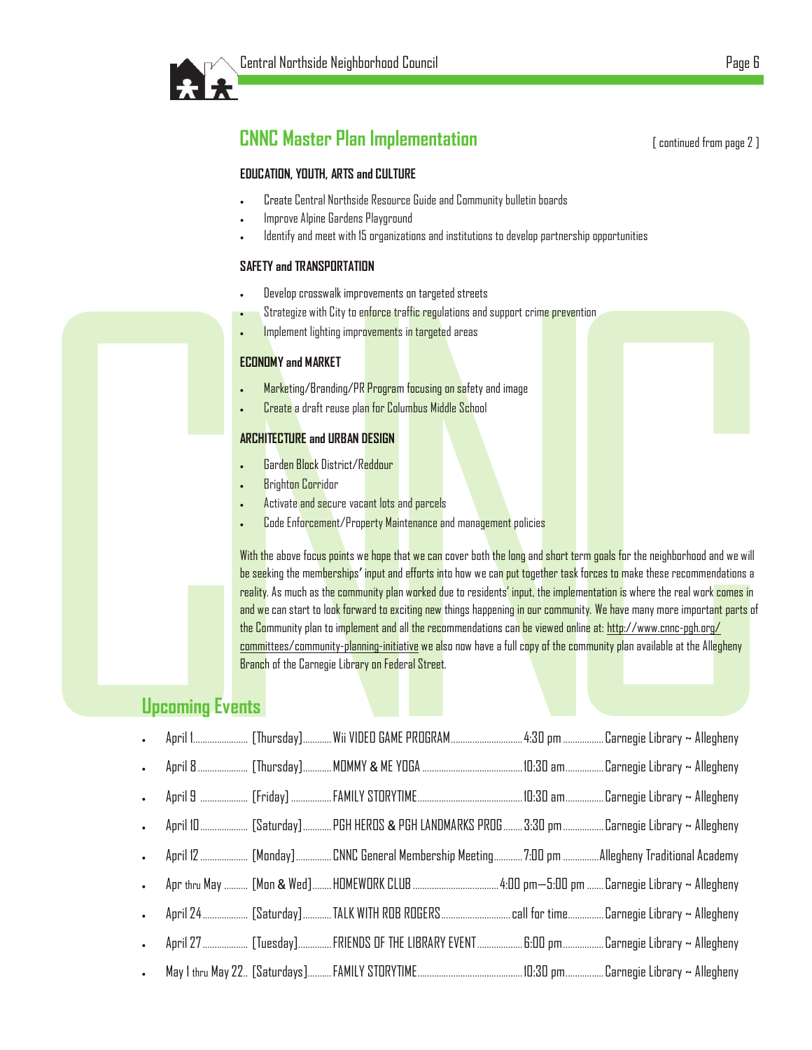## CNNC Master Plan Implementation

[ continued from page 2 ]

### EDUCATION, YOUTH, ARTS and CULTURE

- Create Central Northside Resource Guide and Community bulletin boards
- Improve Alpine Gardens Playground
- Identify and meet with 15 organizations and institutions to develop partnership opportunities

### SAFETY and TRANSPORTATION

- Develop crosswalk improvements on targeted streets
- Strategize with City to enforce traffic regulations and support crime prevention
- Implement lighting improvements in targeted areas

### ECONOMY and MARKET

- Marketing/Branding/PR Program focusing on safety and image
- Create a draft reuse plan for Columbus Middle School

### ARCHITECTURE and URBAN DESIGN

- Garden Block District/Reddour
- Brighton Corridor
- Activate and secure vacant lots and parcels
- Code Enforcement/Property Maintenance and management policies

With the above focus points we hope that we can cover both the long and short term goals for the neighborhood and we will be seeking the memberships' input and efforts into how we can put together task forces to make these recommendations a reality. As much as the community plan worked due to residents' input, the implementation is where the real work comes in and we can start to look forward to exciting new things happening in our community. We have many more important parts of the Community plan to implement and all the recommendations can be viewed online at: http://www.cnnc-pgh.org/committees/community-planning-initiative we also now have a full copy of the community plan available at the Allegheny Branch of the Carnegie Library on Federal Street.

## Upcoming Events

- April 1 ........ [Thursday] ........ Wii VIDEO GAME PROGRAM ........ 4:30 pm ........ Carnegie Library ~ Allegheny
- April 8 ........ [Thursday] ........ MOMMY & ME YOGA ........ 10:30 am ........ Carnegie Library ~ Allegheny
- April 9 ........ [Friday] ........ FAMILY STORYTIME ........ 10:30 am ........ Carnegie Library ~ Allegheny
- April 10 ........ [Saturday] ........ PGH HEROS & PGH LANDMARKS PROG ........ 3:30 pm ........ Carnegie Library ~ Allegheny
- April 12 ........ [Monday] ........ CNNC General Membership Meeting ........ 7:00 pm ........ Allegheny Traditional Academy
- Apr thru May ........ [Mon & Wed] ........ HOMEWORK CLUB ........ 4:00 pm—5:00 pm ........ Carnegie Library ~ Allegheny
- April 24 ........ [Saturday] ........ TALK WITH ROB ROGERS ........ call for time ........ Carnegie Library ~ Allegheny
- April 27 ........ [Tuesday] ........ FRIENDS OF THE LIBRARY EVENT ........ 6:00 pm ........ Carnegie Library ~ Allegheny
- May 1 thru May 22.. [Saturdays] ........ FAMILY STORYTIME ........ 10:30 pm ........ Carnegie Library ~ Allegheny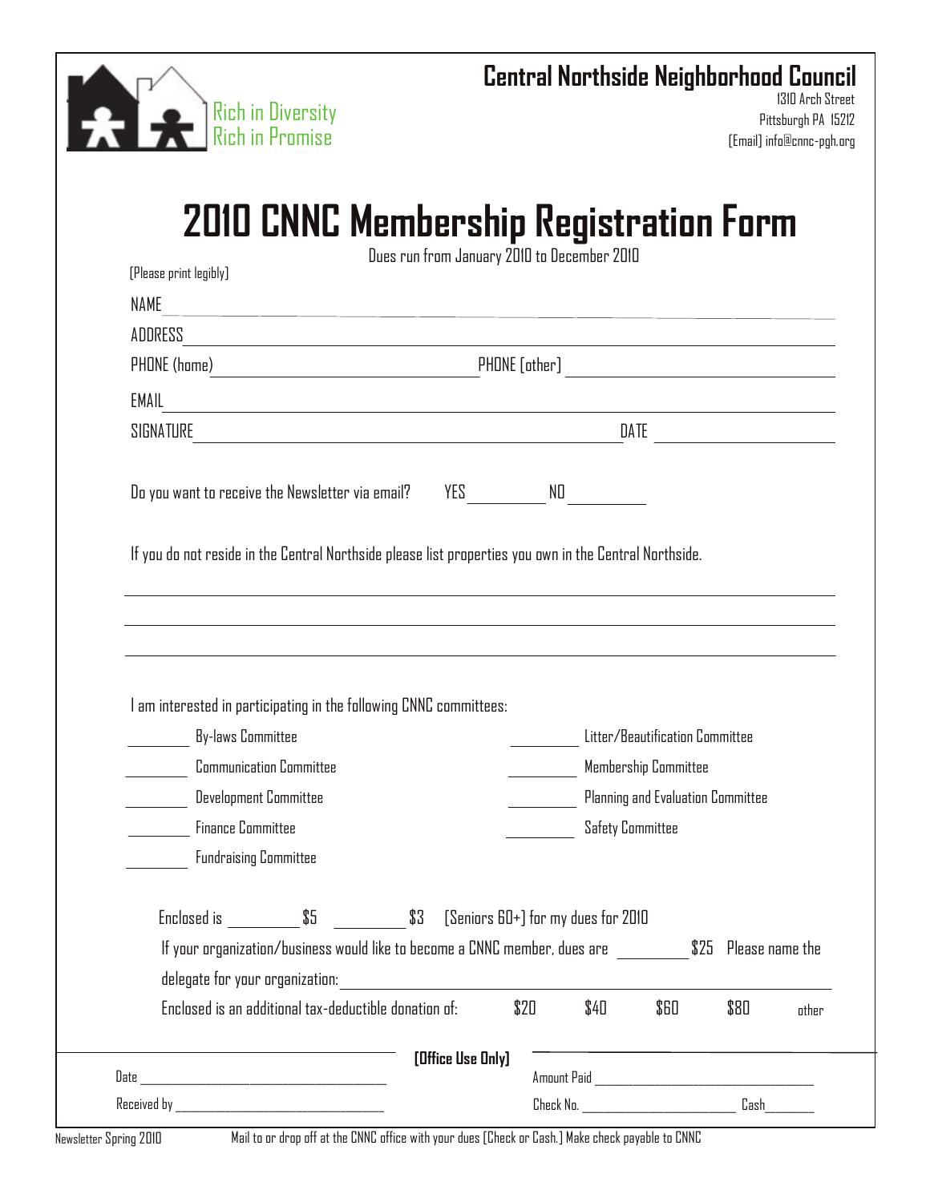Rich in Diversity
Rich in Promise

**Central Northside Neighborhood Council**
1310 Arch Street
Pittsburgh PA 15212
[Email] info@cnnc-pgh.org

# 2010 CNNC Membership Registration Form

Dues run from January 2010 to December 2010

[Please print legibly]

NAME ______________________________________________

ADDRESS ______________________________________________

PHONE (home) ____________________ PHONE [other] ____________________

EMAIL ______________________________________________

SIGNATURE ______________________________ DATE ____________

Do you want to receive the Newsletter via email? YES ________ NO ________

If you do not reside in the Central Northside please list properties you own in the Central Northside.

______________________________________________

______________________________________________

______________________________________________

I am interested in participating in the following CNNC committees:

________ By-laws Committee

________ Communication Committee

________ Development Committee

________ Finance Committee

________ Fundraising Committee

________ Litter/Beautification Committee

________ Membership Committee

________ Planning and Evaluation Committee

________ Safety Committee

Enclosed is ________ $5 ________ $3 [Seniors 60+] for my dues for 2010

If your organization/business would like to become a CNNC member, dues are ________ $25 Please name the delegate for your organization: ______________________________

Enclosed is an additional tax-deductible donation of: $20 $40 $60 $80 other

**[Office Use Only]**

Date ____________________ Amount Paid ____________________

Received by ____________________ Check No. ____________ Cash ________

Newsletter Spring 2010 — Mail to or drop off at the CNNC office with your dues [Check or Cash.] Make check payable to CNNC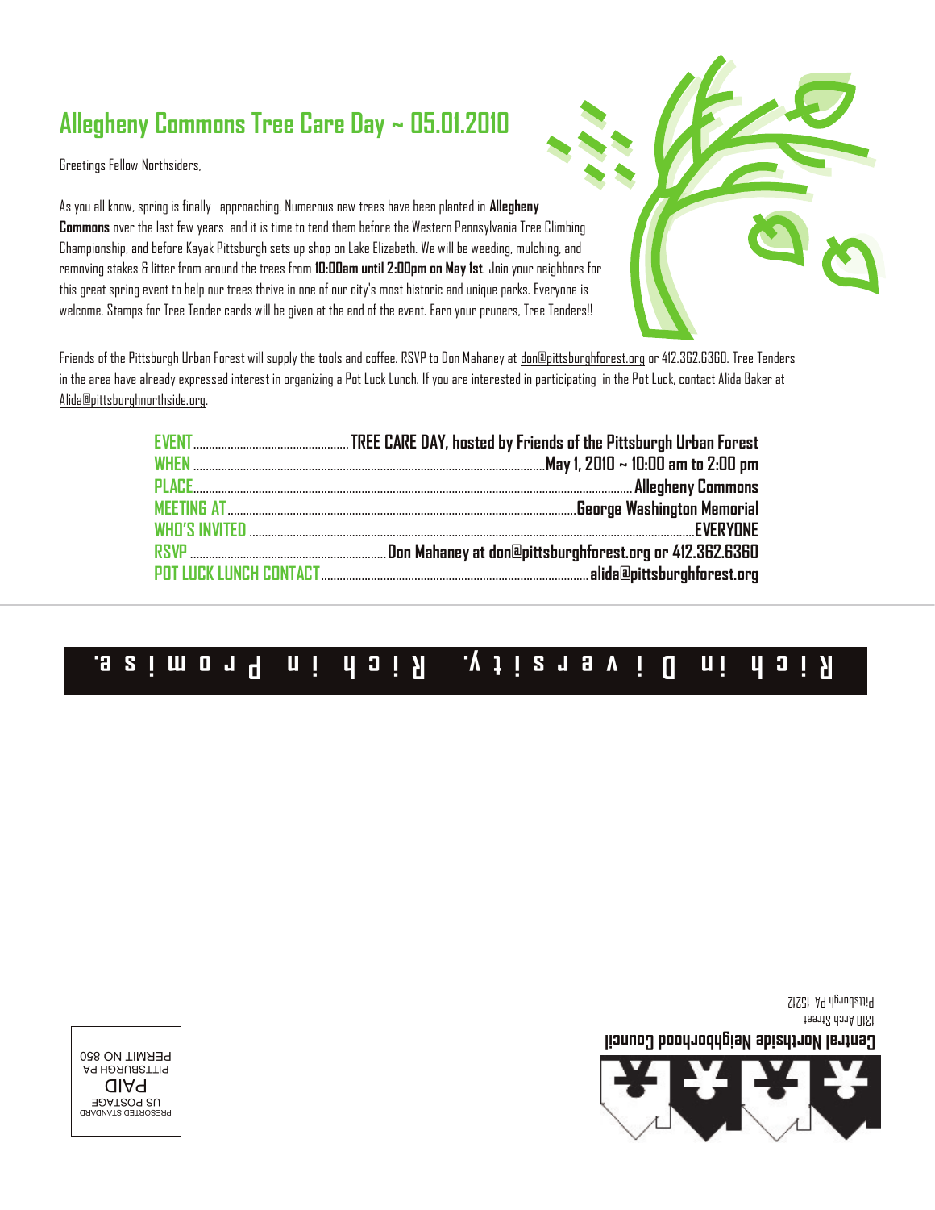## Allegheny Commons Tree Care Day ~ 05.01.2010

Greetings Fellow Northsiders,

As you all know, spring is finally approaching. Numerous new trees have been planted in **Allegheny Commons** over the last few years and it is time to tend them before the Western Pennsylvania Tree Climbing Championship, and before Kayak Pittsburgh sets up shop on Lake Elizabeth. We will be weeding, mulching, and removing stakes & litter from around the trees from **10:00am until 2:00pm on May 1st**. Join your neighbors for this great spring event to help our trees thrive in one of our city's most historic and unique parks. Everyone is welcome. Stamps for Tree Tender cards will be given at the end of the event. Earn your pruners, Tree Tenders!!

Friends of the Pittsburgh Urban Forest will supply the tools and coffee. RSVP to Don Mahaney at don@pittsburghforest.org or 412.362.6360. Tree Tenders in the area have already expressed interest in organizing a Pot Luck Lunch. If you are interested in participating in the Pot Luck, contact Alida Baker at Alida@pittsburghnorthside.org.

| | |
|---|---|
| EVENT | **TREE CARE DAY, hosted by Friends of the Pittsburgh Urban Forest** |
| WHEN | **May 1, 2010 ~ 10:00 am to 2:00 pm** |
| PLACE | **Allegheny Commons** |
| MEETING AT | **George Washington Memorial** |
| WHO'S INVITED | **EVERYONE** |
| RSVP | **Don Mahaney at don@pittsburghforest.org or 412.362.6360** |
| POT LUCK LUNCH CONTACT | **alida@pittsburghforest.org** |

Rich in Diversity. Rich in Promise.

**Central Northside Neighborhood Council**
1310 Arch Street
Pittsburgh PA 15212

PRESORTED STANDARD
US POSTAGE
PAID
PITTSBURGH PA
PERMIT NO 850